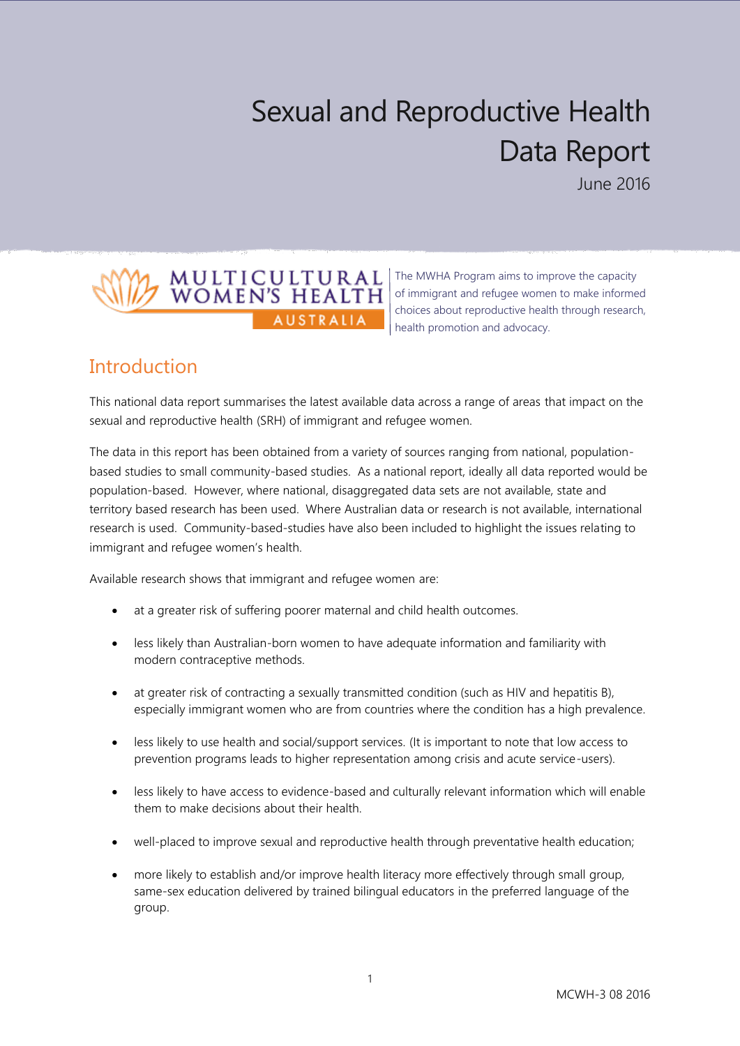# Sexual and Reproductive Health Data Report

June 2016

MULTICULTURAL WOMEN'S HEALTH AUSTRALIA

The MWHA Program aims to improve the capacity of immigrant and refugee women to make informed choices about reproductive health through research, health promotion and advocacy.

## Introduction

This national data report summarises the latest available data across a range of areas that impact on the sexual and reproductive health (SRH) of immigrant and refugee women.

The data in this report has been obtained from a variety of sources ranging from national, population-based studies to small community-based studies. As a national report, ideally all data reported would be population-based. However, where national, disaggregated data sets are not available, state and territory based research has been used. Where Australian data or research is not available, international research is used. Community-based-studies have also been included to highlight the issues relating to immigrant and refugee women's health.

Available research shows that immigrant and refugee women are:

- at a greater risk of suffering poorer maternal and child health outcomes.
- less likely than Australian-born women to have adequate information and familiarity with modern contraceptive methods.
- at greater risk of contracting a sexually transmitted condition (such as HIV and hepatitis B), especially immigrant women who are from countries where the condition has a high prevalence.
- less likely to use health and social/support services. (It is important to note that low access to prevention programs leads to higher representation among crisis and acute service-users).
- less likely to have access to evidence-based and culturally relevant information which will enable them to make decisions about their health.
- well-placed to improve sexual and reproductive health through preventative health education;
- more likely to establish and/or improve health literacy more effectively through small group, same-sex education delivered by trained bilingual educators in the preferred language of the group.

MCWH-3 08 2016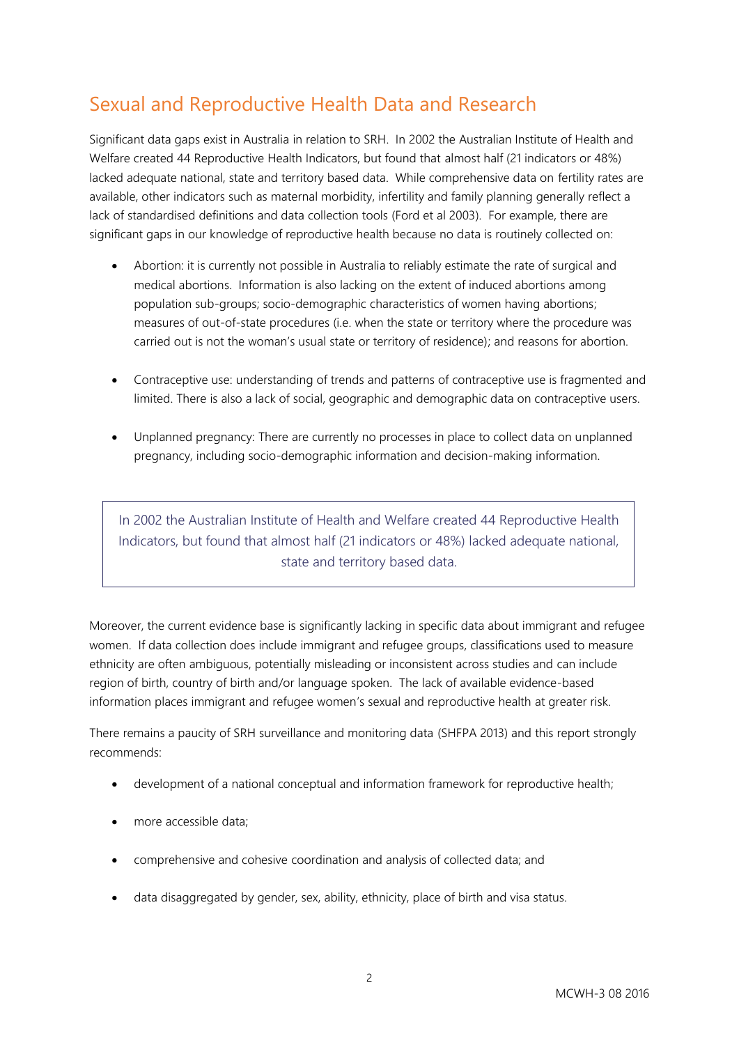## Sexual and Reproductive Health Data and Research

Significant data gaps exist in Australia in relation to SRH. In 2002 the Australian Institute of Health and Welfare created 44 Reproductive Health Indicators, but found that almost half (21 indicators or 48%) lacked adequate national, state and territory based data. While comprehensive data on fertility rates are available, other indicators such as maternal morbidity, infertility and family planning generally reflect a lack of standardised definitions and data collection tools (Ford et al 2003). For example, there are significant gaps in our knowledge of reproductive health because no data is routinely collected on:

- Abortion: it is currently not possible in Australia to reliably estimate the rate of surgical and medical abortions. Information is also lacking on the extent of induced abortions among population sub-groups; socio-demographic characteristics of women having abortions; measures of out-of-state procedures (i.e. when the state or territory where the procedure was carried out is not the woman's usual state or territory of residence); and reasons for abortion.

- Contraceptive use: understanding of trends and patterns of contraceptive use is fragmented and limited. There is also a lack of social, geographic and demographic data on contraceptive users.

- Unplanned pregnancy: There are currently no processes in place to collect data on unplanned pregnancy, including socio-demographic information and decision-making information.

> In 2002 the Australian Institute of Health and Welfare created 44 Reproductive Health Indicators, but found that almost half (21 indicators or 48%) lacked adequate national, state and territory based data.

Moreover, the current evidence base is significantly lacking in specific data about immigrant and refugee women. If data collection does include immigrant and refugee groups, classifications used to measure ethnicity are often ambiguous, potentially misleading or inconsistent across studies and can include region of birth, country of birth and/or language spoken. The lack of available evidence-based information places immigrant and refugee women's sexual and reproductive health at greater risk.

There remains a paucity of SRH surveillance and monitoring data (SHFPA 2013) and this report strongly recommends:

- development of a national conceptual and information framework for reproductive health;

- more accessible data;

- comprehensive and cohesive coordination and analysis of collected data; and

- data disaggregated by gender, sex, ability, ethnicity, place of birth and visa status.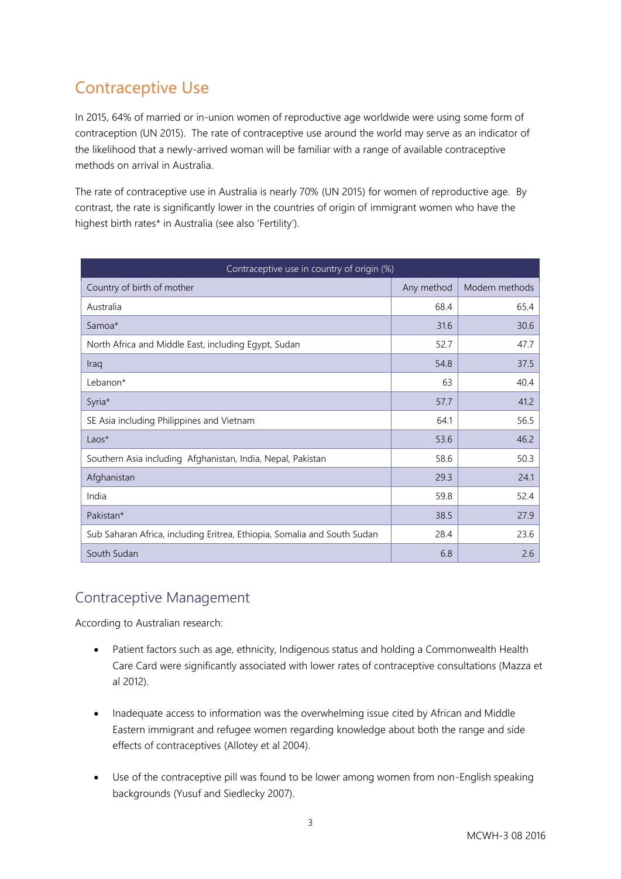## Contraceptive Use

In 2015, 64% of married or in-union women of reproductive age worldwide were using some form of contraception (UN 2015). The rate of contraceptive use around the world may serve as an indicator of the likelihood that a newly-arrived woman will be familiar with a range of available contraceptive methods on arrival in Australia.

The rate of contraceptive use in Australia is nearly 70% (UN 2015) for women of reproductive age. By contrast, the rate is significantly lower in the countries of origin of immigrant women who have the highest birth rates* in Australia (see also 'Fertility').

| Contraceptive use in country of origin (%) | | |
|---|---|---|
| Country of birth of mother | Any method | Modern methods |
| Australia | 68.4 | 65.4 |
| Samoa* | 31.6 | 30.6 |
| North Africa and Middle East, including Egypt, Sudan | 52.7 | 47.7 |
| Iraq | 54.8 | 37.5 |
| Lebanon* | 63 | 40.4 |
| Syria* | 57.7 | 41.2 |
| SE Asia including Philippines and Vietnam | 64.1 | 56.5 |
| Laos* | 53.6 | 46.2 |
| Southern Asia including Afghanistan, India, Nepal, Pakistan | 58.6 | 50.3 |
| Afghanistan | 29.3 | 24.1 |
| India | 59.8 | 52.4 |
| Pakistan* | 38.5 | 27.9 |
| Sub Saharan Africa, including Eritrea, Ethiopia, Somalia and South Sudan | 28.4 | 23.6 |
| South Sudan | 6.8 | 2.6 |

## Contraceptive Management

According to Australian research:

- Patient factors such as age, ethnicity, Indigenous status and holding a Commonwealth Health Care Card were significantly associated with lower rates of contraceptive consultations (Mazza et al 2012).

- Inadequate access to information was the overwhelming issue cited by African and Middle Eastern immigrant and refugee women regarding knowledge about both the range and side effects of contraceptives (Allotey et al 2004).

- Use of the contraceptive pill was found to be lower among women from non-English speaking backgrounds (Yusuf and Siedlecky 2007).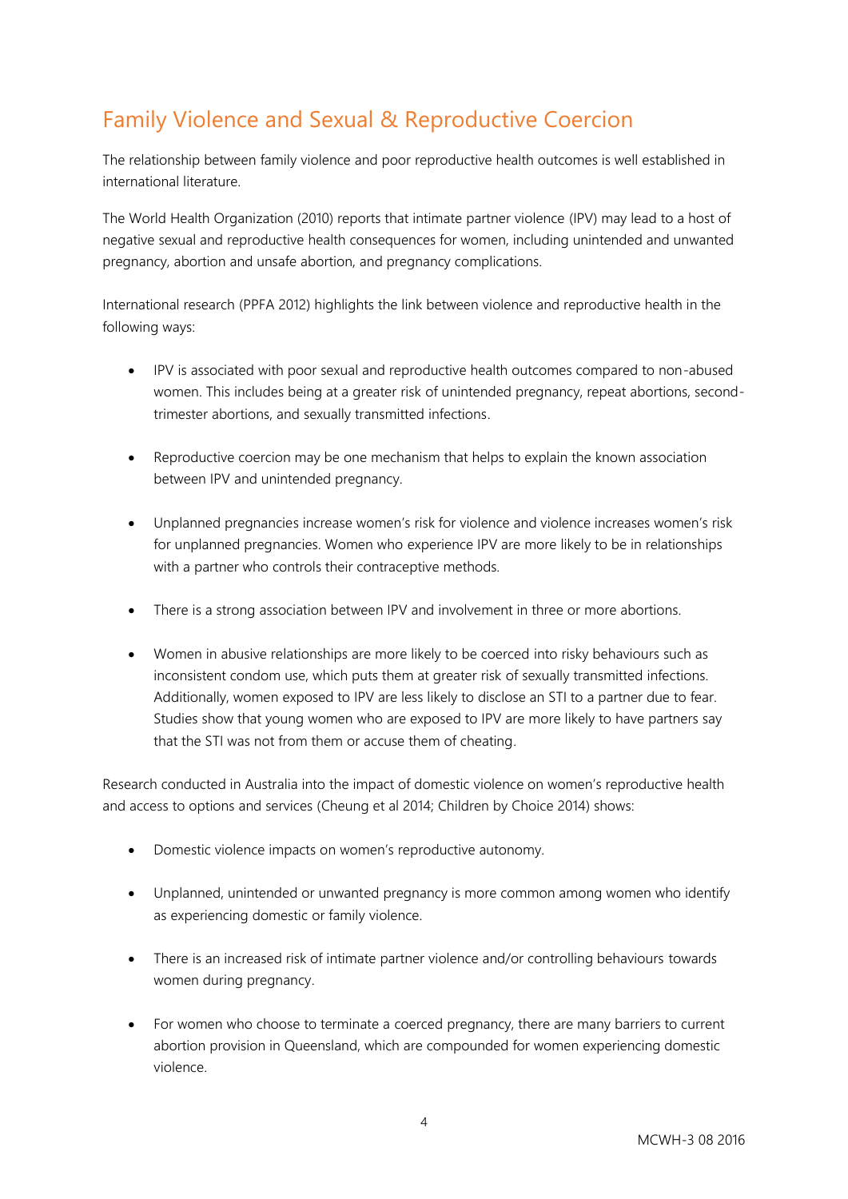## Family Violence and Sexual & Reproductive Coercion

The relationship between family violence and poor reproductive health outcomes is well established in international literature.

The World Health Organization (2010) reports that intimate partner violence (IPV) may lead to a host of negative sexual and reproductive health consequences for women, including unintended and unwanted pregnancy, abortion and unsafe abortion, and pregnancy complications.

International research (PPFA 2012) highlights the link between violence and reproductive health in the following ways:

- IPV is associated with poor sexual and reproductive health outcomes compared to non-abused women. This includes being at a greater risk of unintended pregnancy, repeat abortions, second-trimester abortions, and sexually transmitted infections.
- Reproductive coercion may be one mechanism that helps to explain the known association between IPV and unintended pregnancy.
- Unplanned pregnancies increase women's risk for violence and violence increases women's risk for unplanned pregnancies. Women who experience IPV are more likely to be in relationships with a partner who controls their contraceptive methods.
- There is a strong association between IPV and involvement in three or more abortions.
- Women in abusive relationships are more likely to be coerced into risky behaviours such as inconsistent condom use, which puts them at greater risk of sexually transmitted infections. Additionally, women exposed to IPV are less likely to disclose an STI to a partner due to fear. Studies show that young women who are exposed to IPV are more likely to have partners say that the STI was not from them or accuse them of cheating.

Research conducted in Australia into the impact of domestic violence on women's reproductive health and access to options and services (Cheung et al 2014; Children by Choice 2014) shows:

- Domestic violence impacts on women's reproductive autonomy.
- Unplanned, unintended or unwanted pregnancy is more common among women who identify as experiencing domestic or family violence.
- There is an increased risk of intimate partner violence and/or controlling behaviours towards women during pregnancy.
- For women who choose to terminate a coerced pregnancy, there are many barriers to current abortion provision in Queensland, which are compounded for women experiencing domestic violence.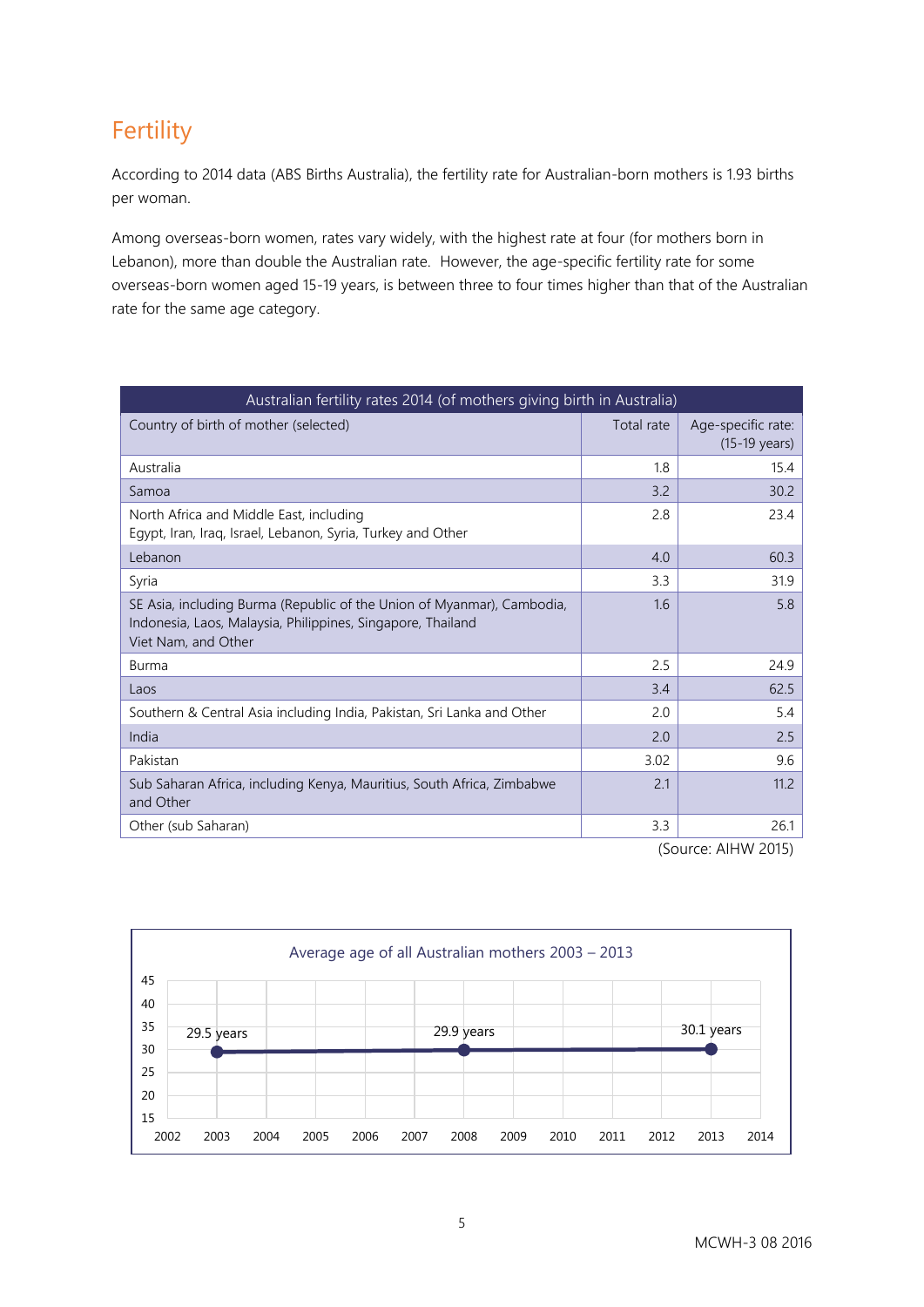## Fertility

According to 2014 data (ABS Births Australia), the fertility rate for Australian-born mothers is 1.93 births per woman.

Among overseas-born women, rates vary widely, with the highest rate at four (for mothers born in Lebanon), more than double the Australian rate. However, the age-specific fertility rate for some overseas-born women aged 15-19 years, is between three to four times higher than that of the Australian rate for the same age category.

| Australian fertility rates 2014 (of mothers giving birth in Australia) | | |
|---|---|---|
| Country of birth of mother (selected) | Total rate | Age-specific rate: (15-19 years) |
| Australia | 1.8 | 15.4 |
| Samoa | 3.2 | 30.2 |
| North Africa and Middle East, including Egypt, Iran, Iraq, Israel, Lebanon, Syria, Turkey and Other | 2.8 | 23.4 |
| Lebanon | 4.0 | 60.3 |
| Syria | 3.3 | 31.9 |
| SE Asia, including Burma (Republic of the Union of Myanmar), Cambodia, Indonesia, Laos, Malaysia, Philippines, Singapore, Thailand Viet Nam, and Other | 1.6 | 5.8 |
| Burma | 2.5 | 24.9 |
| Laos | 3.4 | 62.5 |
| Southern & Central Asia including India, Pakistan, Sri Lanka and Other | 2.0 | 5.4 |
| India | 2.0 | 2.5 |
| Pakistan | 3.02 | 9.6 |
| Sub Saharan Africa, including Kenya, Mauritius, South Africa, Zimbabwe and Other | 2.1 | 11.2 |
| Other (sub Saharan) | 3.3 | 26.1 |

(Source: AIHW 2015)

Average age of all Australian mothers 2003 – 2013

| Year | Average age |
|---|---|
| 2003 | 29.5 years |
| 2008 | 29.9 years |
| 2013 | 30.1 years |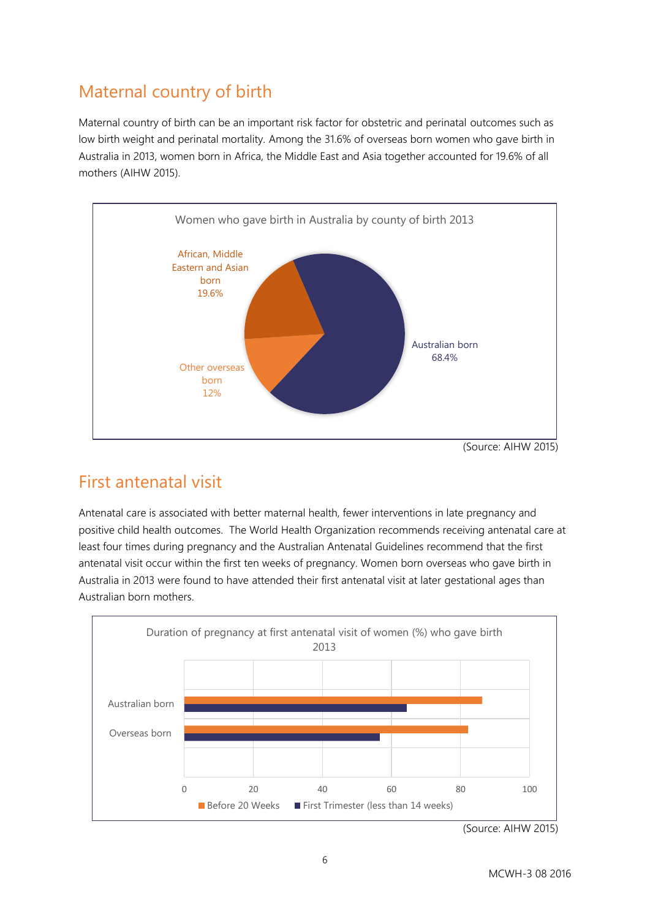## Maternal country of birth

Maternal country of birth can be an important risk factor for obstetric and perinatal outcomes such as low birth weight and perinatal mortality. Among the 31.6% of overseas born women who gave birth in Australia in 2013, women born in Africa, the Middle East and Asia together accounted for 19.6% of all mothers (AIHW 2015).

Women who gave birth in Australia by county of birth 2013

- African, Middle Eastern and Asian born 19.6%
- Other overseas born 12%
- Australian born 68.4%

(Source: AIHW 2015)

## First antenatal visit

Antenatal care is associated with better maternal health, fewer interventions in late pregnancy and positive child health outcomes. The World Health Organization recommends receiving antenatal care at least four times during pregnancy and the Australian Antenatal Guidelines recommend that the first antenatal visit occur within the first ten weeks of pregnancy. Women born overseas who gave birth in Australia in 2013 were found to have attended their first antenatal visit at later gestational ages than Australian born mothers.

Duration of pregnancy at first antenatal visit of women (%) who gave birth 2013

Legend: Before 20 Weeks; First Trimester (less than 14 weeks)

Categories: Australian born; Overseas born

Axis: 0, 20, 40, 60, 80, 100

(Source: AIHW 2015)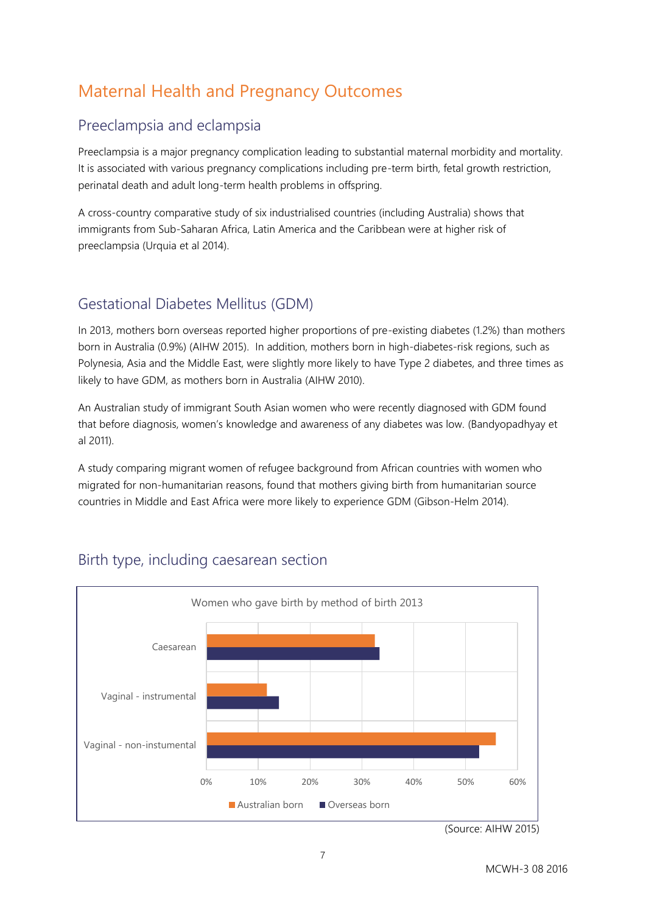# Maternal Health and Pregnancy Outcomes

## Preeclampsia and eclampsia

Preeclampsia is a major pregnancy complication leading to substantial maternal morbidity and mortality. It is associated with various pregnancy complications including pre-term birth, fetal growth restriction, perinatal death and adult long-term health problems in offspring.

A cross-country comparative study of six industrialised countries (including Australia) shows that immigrants from Sub-Saharan Africa, Latin America and the Caribbean were at higher risk of preeclampsia (Urquia et al 2014).

## Gestational Diabetes Mellitus (GDM)

In 2013, mothers born overseas reported higher proportions of pre-existing diabetes (1.2%) than mothers born in Australia (0.9%) (AIHW 2015). In addition, mothers born in high-diabetes-risk regions, such as Polynesia, Asia and the Middle East, were slightly more likely to have Type 2 diabetes, and three times as likely to have GDM, as mothers born in Australia (AIHW 2010).

An Australian study of immigrant South Asian women who were recently diagnosed with GDM found that before diagnosis, women's knowledge and awareness of any diabetes was low. (Bandyopadhyay et al 2011).

A study comparing migrant women of refugee background from African countries with women who migrated for non-humanitarian reasons, found that mothers giving birth from humanitarian source countries in Middle and East Africa were more likely to experience GDM (Gibson-Helm 2014).

## Birth type, including caesarean section

Women who gave birth by method of birth 2013

| Method of birth | Australian born | Overseas born |
|---|---|---|
| Caesarean | ~32% | ~33% |
| Vaginal - instrumental | ~12% | ~14% |
| Vaginal - non-instumental | ~56% | ~53% |

(Source: AIHW 2015)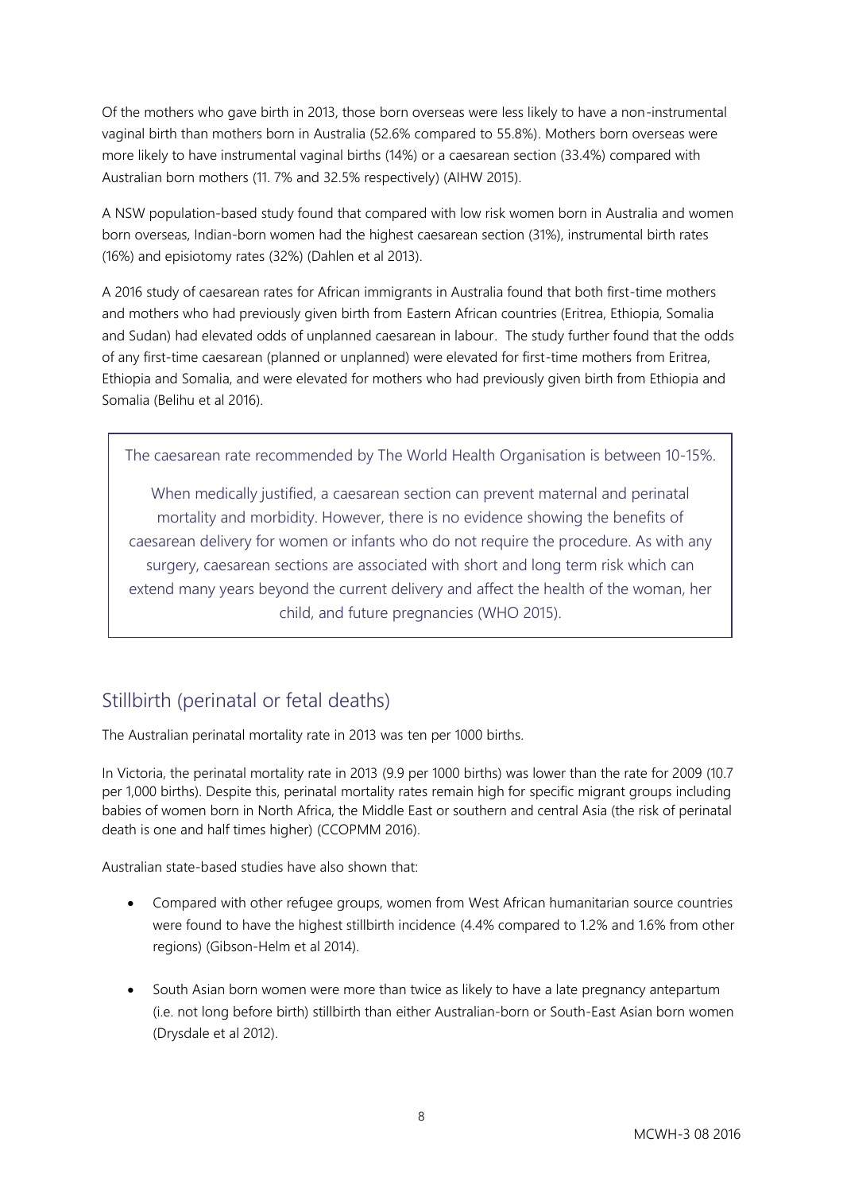Of the mothers who gave birth in 2013, those born overseas were less likely to have a non-instrumental vaginal birth than mothers born in Australia (52.6% compared to 55.8%). Mothers born overseas were more likely to have instrumental vaginal births (14%) or a caesarean section (33.4%) compared with Australian born mothers (11. 7% and 32.5% respectively) (AIHW 2015).

A NSW population-based study found that compared with low risk women born in Australia and women born overseas, Indian-born women had the highest caesarean section (31%), instrumental birth rates (16%) and episiotomy rates (32%) (Dahlen et al 2013).

A 2016 study of caesarean rates for African immigrants in Australia found that both first-time mothers and mothers who had previously given birth from Eastern African countries (Eritrea, Ethiopia, Somalia and Sudan) had elevated odds of unplanned caesarean in labour. The study further found that the odds of any first-time caesarean (planned or unplanned) were elevated for first-time mothers from Eritrea, Ethiopia and Somalia, and were elevated for mothers who had previously given birth from Ethiopia and Somalia (Belihu et al 2016).

> The caesarean rate recommended by The World Health Organisation is between 10-15%.
>
> When medically justified, a caesarean section can prevent maternal and perinatal mortality and morbidity. However, there is no evidence showing the benefits of caesarean delivery for women or infants who do not require the procedure. As with any surgery, caesarean sections are associated with short and long term risk which can extend many years beyond the current delivery and affect the health of the woman, her child, and future pregnancies (WHO 2015).

## Stillbirth (perinatal or fetal deaths)

The Australian perinatal mortality rate in 2013 was ten per 1000 births.

In Victoria, the perinatal mortality rate in 2013 (9.9 per 1000 births) was lower than the rate for 2009 (10.7 per 1,000 births). Despite this, perinatal mortality rates remain high for specific migrant groups including babies of women born in North Africa, the Middle East or southern and central Asia (the risk of perinatal death is one and half times higher) (CCOPMM 2016).

Australian state-based studies have also shown that:

- Compared with other refugee groups, women from West African humanitarian source countries were found to have the highest stillbirth incidence (4.4% compared to 1.2% and 1.6% from other regions) (Gibson-Helm et al 2014).

- South Asian born women were more than twice as likely to have a late pregnancy antepartum (i.e. not long before birth) stillbirth than either Australian-born or South-East Asian born women (Drysdale et al 2012).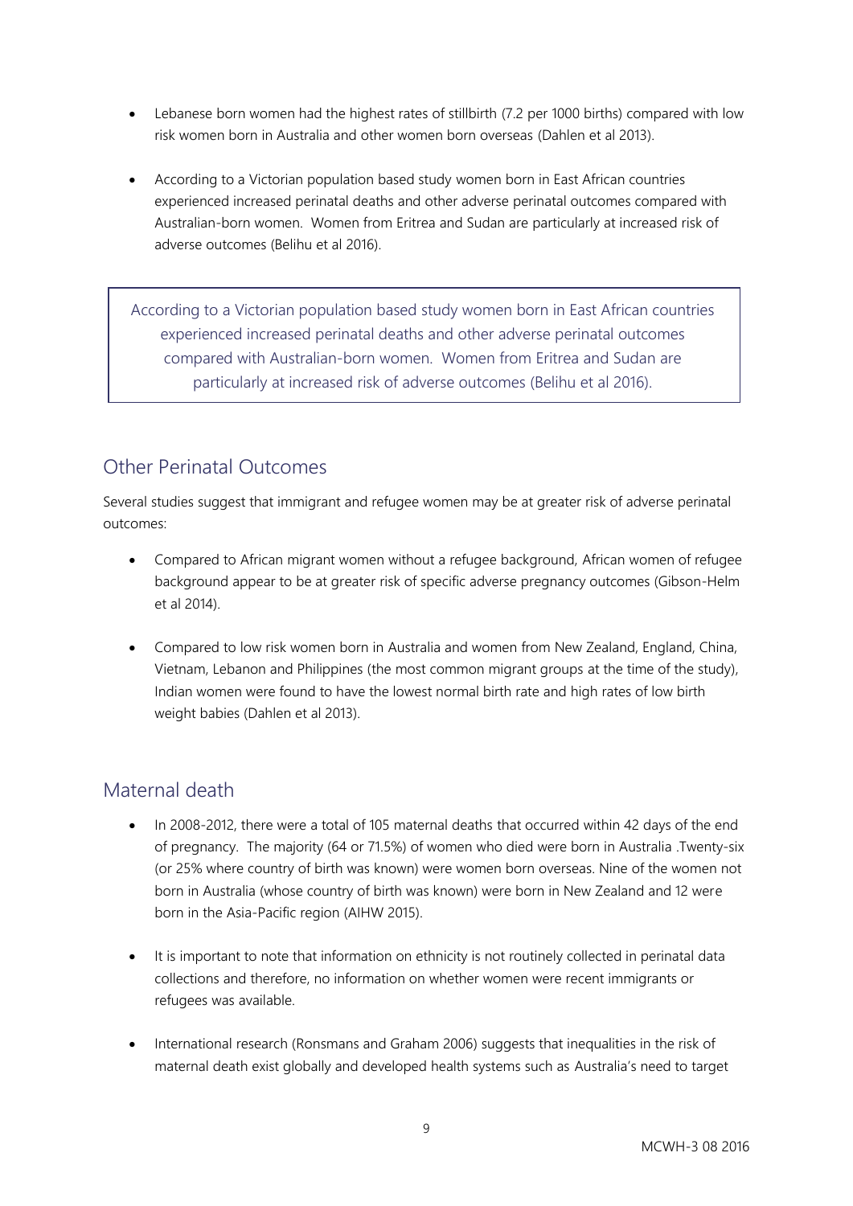- Lebanese born women had the highest rates of stillbirth (7.2 per 1000 births) compared with low risk women born in Australia and other women born overseas (Dahlen et al 2013).

- According to a Victorian population based study women born in East African countries experienced increased perinatal deaths and other adverse perinatal outcomes compared with Australian-born women. Women from Eritrea and Sudan are particularly at increased risk of adverse outcomes (Belihu et al 2016).

> According to a Victorian population based study women born in East African countries experienced increased perinatal deaths and other adverse perinatal outcomes compared with Australian-born women. Women from Eritrea and Sudan are particularly at increased risk of adverse outcomes (Belihu et al 2016).

## Other Perinatal Outcomes

Several studies suggest that immigrant and refugee women may be at greater risk of adverse perinatal outcomes:

- Compared to African migrant women without a refugee background, African women of refugee background appear to be at greater risk of specific adverse pregnancy outcomes (Gibson-Helm et al 2014).

- Compared to low risk women born in Australia and women from New Zealand, England, China, Vietnam, Lebanon and Philippines (the most common migrant groups at the time of the study), Indian women were found to have the lowest normal birth rate and high rates of low birth weight babies (Dahlen et al 2013).

## Maternal death

- In 2008-2012, there were a total of 105 maternal deaths that occurred within 42 days of the end of pregnancy. The majority (64 or 71.5%) of women who died were born in Australia .Twenty-six (or 25% where country of birth was known) were women born overseas. Nine of the women not born in Australia (whose country of birth was known) were born in New Zealand and 12 were born in the Asia-Pacific region (AIHW 2015).

- It is important to note that information on ethnicity is not routinely collected in perinatal data collections and therefore, no information on whether women were recent immigrants or refugees was available.

- International research (Ronsmans and Graham 2006) suggests that inequalities in the risk of maternal death exist globally and developed health systems such as Australia's need to target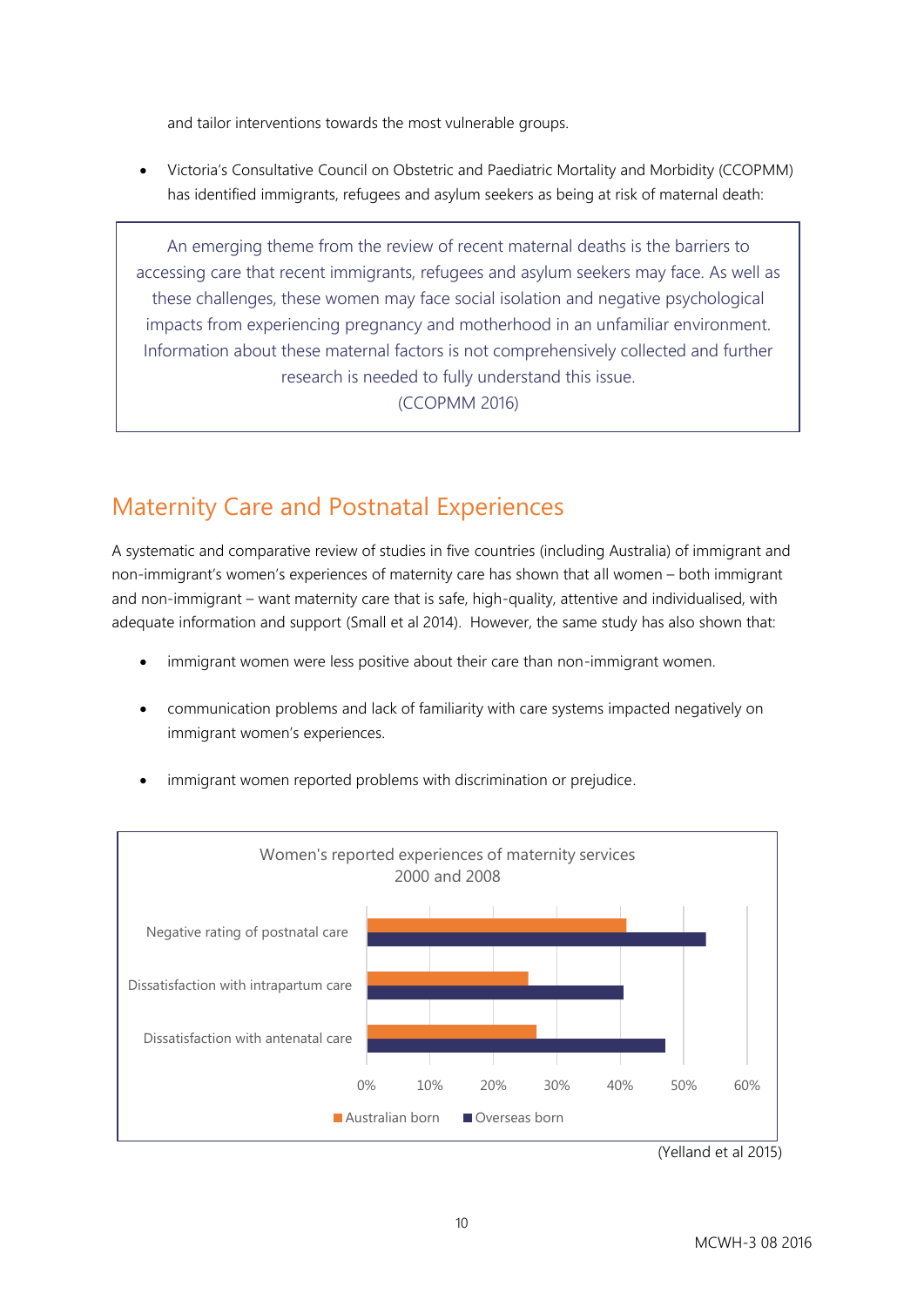and tailor interventions towards the most vulnerable groups.

- Victoria's Consultative Council on Obstetric and Paediatric Mortality and Morbidity (CCOPMM) has identified immigrants, refugees and asylum seekers as being at risk of maternal death:

> An emerging theme from the review of recent maternal deaths is the barriers to accessing care that recent immigrants, refugees and asylum seekers may face. As well as these challenges, these women may face social isolation and negative psychological impacts from experiencing pregnancy and motherhood in an unfamiliar environment. Information about these maternal factors is not comprehensively collected and further research is needed to fully understand this issue.
> (CCOPMM 2016)

## Maternity Care and Postnatal Experiences

A systematic and comparative review of studies in five countries (including Australia) of immigrant and non-immigrant's women's experiences of maternity care has shown that all women – both immigrant and non-immigrant – want maternity care that is safe, high-quality, attentive and individualised, with adequate information and support (Small et al 2014). However, the same study has also shown that:

- immigrant women were less positive about their care than non-immigrant women.
- communication problems and lack of familiarity with care systems impacted negatively on immigrant women's experiences.
- immigrant women reported problems with discrimination or prejudice.

Women's reported experiences of maternity services 2000 and 2008

| | Australian born | Overseas born |
|---|---|---|
| Negative rating of postnatal care | ~41% | ~53% |
| Dissatisfaction with intrapartum care | ~25% | ~40% |
| Dissatisfaction with antenatal care | ~27% | ~47% |

(Yelland et al 2015)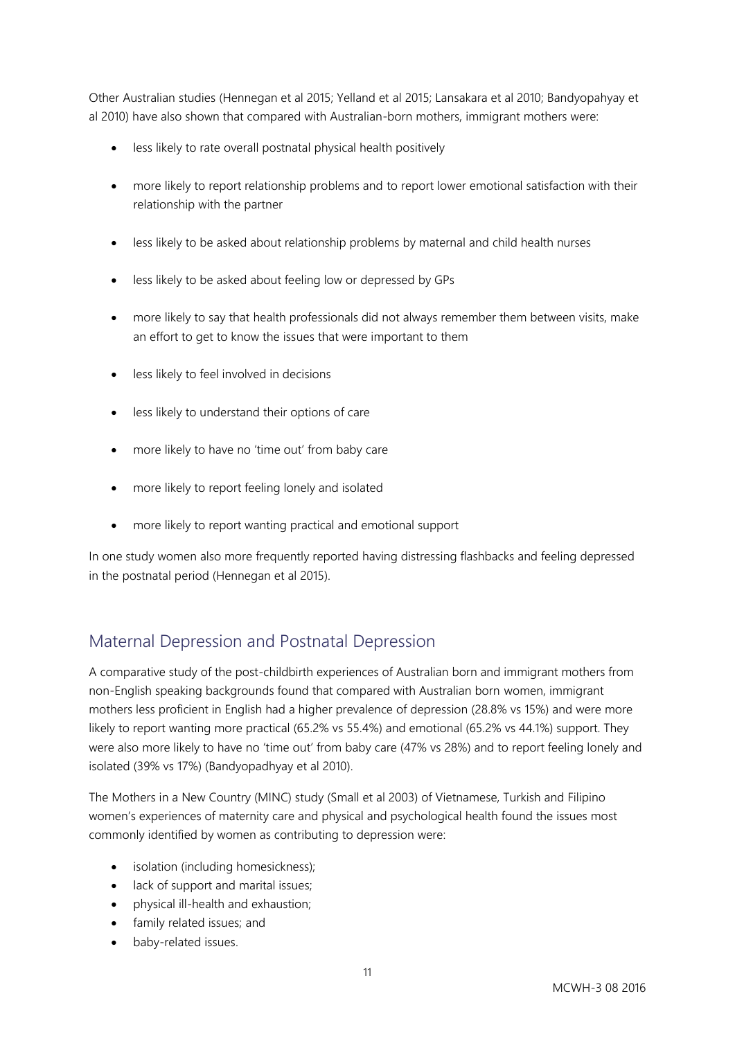Other Australian studies (Hennegan et al 2015; Yelland et al 2015; Lansakara et al 2010; Bandyopahyay et al 2010) have also shown that compared with Australian-born mothers, immigrant mothers were:

- less likely to rate overall postnatal physical health positively
- more likely to report relationship problems and to report lower emotional satisfaction with their relationship with the partner
- less likely to be asked about relationship problems by maternal and child health nurses
- less likely to be asked about feeling low or depressed by GPs
- more likely to say that health professionals did not always remember them between visits, make an effort to get to know the issues that were important to them
- less likely to feel involved in decisions
- less likely to understand their options of care
- more likely to have no 'time out' from baby care
- more likely to report feeling lonely and isolated
- more likely to report wanting practical and emotional support

In one study women also more frequently reported having distressing flashbacks and feeling depressed in the postnatal period (Hennegan et al 2015).

## Maternal Depression and Postnatal Depression

A comparative study of the post-childbirth experiences of Australian born and immigrant mothers from non-English speaking backgrounds found that compared with Australian born women, immigrant mothers less proficient in English had a higher prevalence of depression (28.8% vs 15%) and were more likely to report wanting more practical (65.2% vs 55.4%) and emotional (65.2% vs 44.1%) support. They were also more likely to have no 'time out' from baby care (47% vs 28%) and to report feeling lonely and isolated (39% vs 17%) (Bandyopadhyay et al 2010).

The Mothers in a New Country (MINC) study (Small et al 2003) of Vietnamese, Turkish and Filipino women's experiences of maternity care and physical and psychological health found the issues most commonly identified by women as contributing to depression were:

- isolation (including homesickness);
- lack of support and marital issues;
- physical ill-health and exhaustion;
- family related issues; and
- baby-related issues.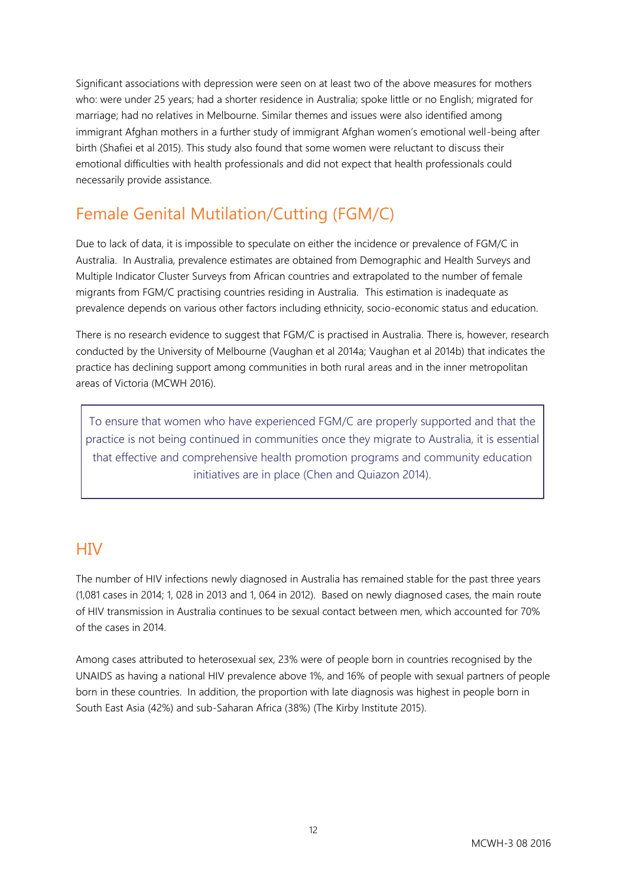Significant associations with depression were seen on at least two of the above measures for mothers who: were under 25 years; had a shorter residence in Australia; spoke little or no English; migrated for marriage; had no relatives in Melbourne. Similar themes and issues were also identified among immigrant Afghan mothers in a further study of immigrant Afghan women's emotional well-being after birth (Shafiei et al 2015). This study also found that some women were reluctant to discuss their emotional difficulties with health professionals and did not expect that health professionals could necessarily provide assistance.

## Female Genital Mutilation/Cutting (FGM/C)

Due to lack of data, it is impossible to speculate on either the incidence or prevalence of FGM/C in Australia. In Australia, prevalence estimates are obtained from Demographic and Health Surveys and Multiple Indicator Cluster Surveys from African countries and extrapolated to the number of female migrants from FGM/C practising countries residing in Australia. This estimation is inadequate as prevalence depends on various other factors including ethnicity, socio-economic status and education.

There is no research evidence to suggest that FGM/C is practised in Australia. There is, however, research conducted by the University of Melbourne (Vaughan et al 2014a; Vaughan et al 2014b) that indicates the practice has declining support among communities in both rural areas and in the inner metropolitan areas of Victoria (MCWH 2016).

> To ensure that women who have experienced FGM/C are properly supported and that the practice is not being continued in communities once they migrate to Australia, it is essential that effective and comprehensive health promotion programs and community education initiatives are in place (Chen and Quiazon 2014).

## HIV

The number of HIV infections newly diagnosed in Australia has remained stable for the past three years (1,081 cases in 2014; 1, 028 in 2013 and 1, 064 in 2012). Based on newly diagnosed cases, the main route of HIV transmission in Australia continues to be sexual contact between men, which accounted for 70% of the cases in 2014.

Among cases attributed to heterosexual sex, 23% were of people born in countries recognised by the UNAIDS as having a national HIV prevalence above 1%, and 16% of people with sexual partners of people born in these countries. In addition, the proportion with late diagnosis was highest in people born in South East Asia (42%) and sub-Saharan Africa (38%) (The Kirby Institute 2015).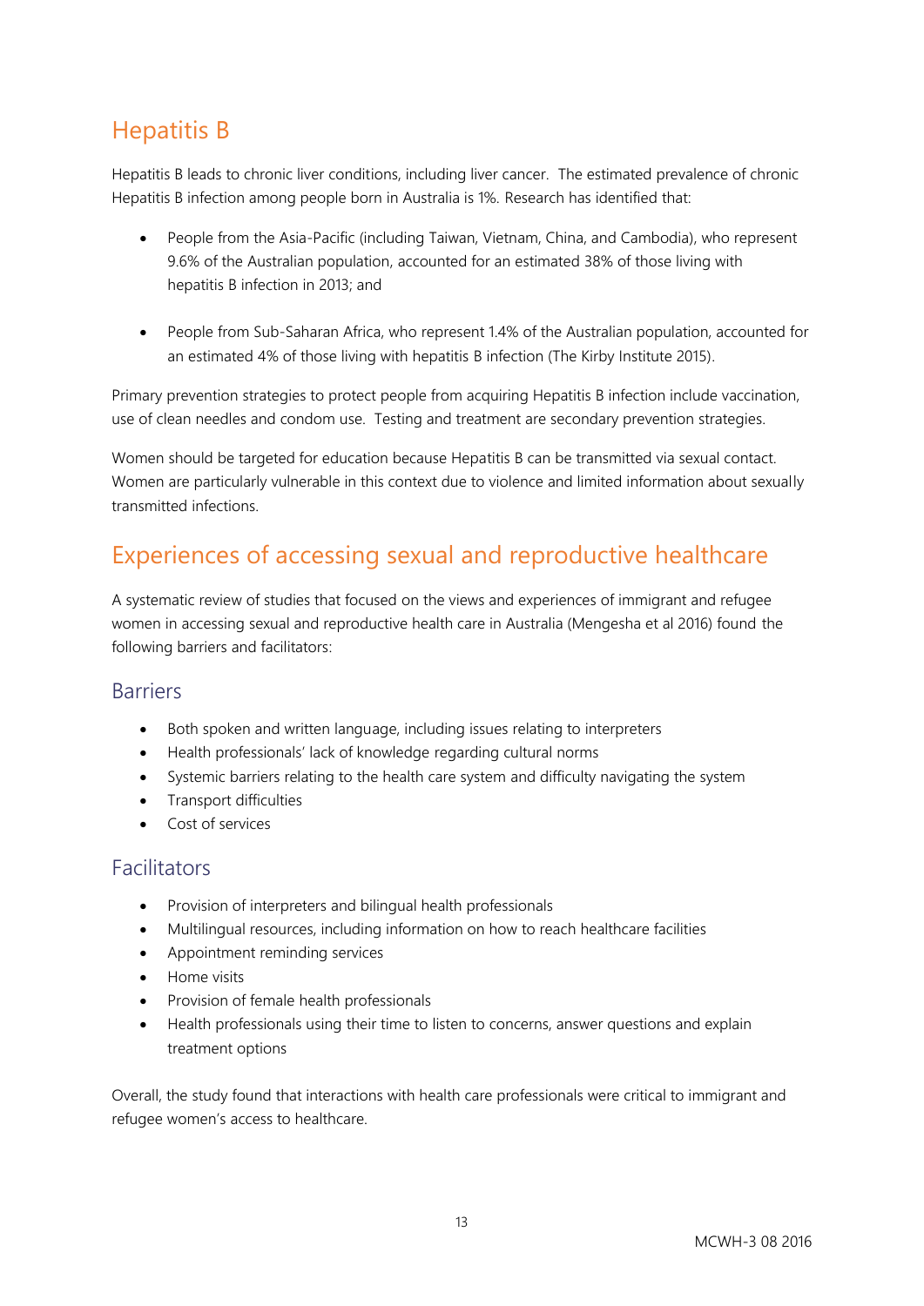## Hepatitis B

Hepatitis B leads to chronic liver conditions, including liver cancer. The estimated prevalence of chronic Hepatitis B infection among people born in Australia is 1%. Research has identified that:

- People from the Asia-Pacific (including Taiwan, Vietnam, China, and Cambodia), who represent 9.6% of the Australian population, accounted for an estimated 38% of those living with hepatitis B infection in 2013; and

- People from Sub-Saharan Africa, who represent 1.4% of the Australian population, accounted for an estimated 4% of those living with hepatitis B infection (The Kirby Institute 2015).

Primary prevention strategies to protect people from acquiring Hepatitis B infection include vaccination, use of clean needles and condom use. Testing and treatment are secondary prevention strategies.

Women should be targeted for education because Hepatitis B can be transmitted via sexual contact. Women are particularly vulnerable in this context due to violence and limited information about sexually transmitted infections.

## Experiences of accessing sexual and reproductive healthcare

A systematic review of studies that focused on the views and experiences of immigrant and refugee women in accessing sexual and reproductive health care in Australia (Mengesha et al 2016) found the following barriers and facilitators:

### Barriers

- Both spoken and written language, including issues relating to interpreters
- Health professionals' lack of knowledge regarding cultural norms
- Systemic barriers relating to the health care system and difficulty navigating the system
- Transport difficulties
- Cost of services

### Facilitators

- Provision of interpreters and bilingual health professionals
- Multilingual resources, including information on how to reach healthcare facilities
- Appointment reminding services
- Home visits
- Provision of female health professionals
- Health professionals using their time to listen to concerns, answer questions and explain treatment options

Overall, the study found that interactions with health care professionals were critical to immigrant and refugee women's access to healthcare.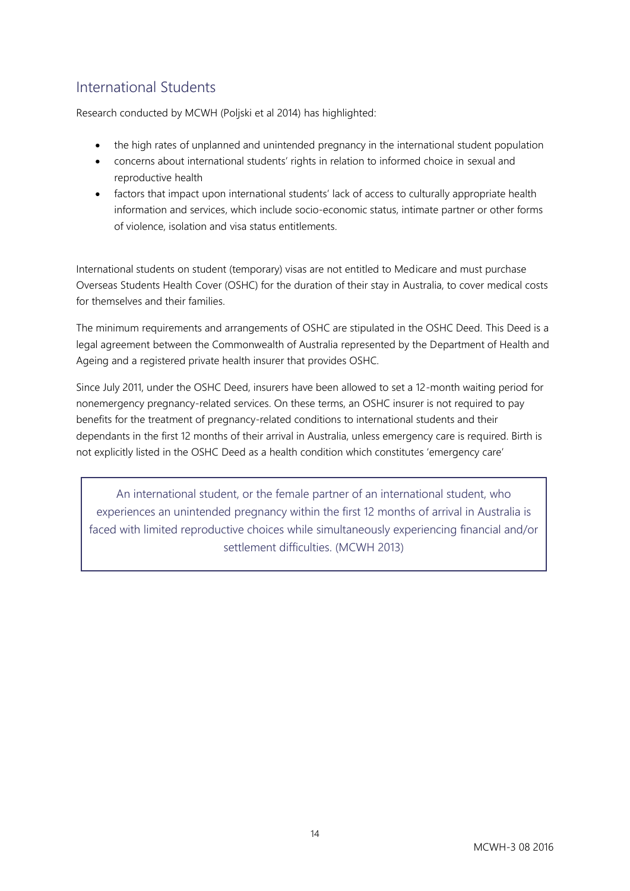## International Students

Research conducted by MCWH (Poljski et al 2014) has highlighted:

- the high rates of unplanned and unintended pregnancy in the international student population
- concerns about international students' rights in relation to informed choice in sexual and reproductive health
- factors that impact upon international students' lack of access to culturally appropriate health information and services, which include socio-economic status, intimate partner or other forms of violence, isolation and visa status entitlements.

International students on student (temporary) visas are not entitled to Medicare and must purchase Overseas Students Health Cover (OSHC) for the duration of their stay in Australia, to cover medical costs for themselves and their families.

The minimum requirements and arrangements of OSHC are stipulated in the OSHC Deed. This Deed is a legal agreement between the Commonwealth of Australia represented by the Department of Health and Ageing and a registered private health insurer that provides OSHC.

Since July 2011, under the OSHC Deed, insurers have been allowed to set a 12-month waiting period for nonemergency pregnancy-related services. On these terms, an OSHC insurer is not required to pay benefits for the treatment of pregnancy-related conditions to international students and their dependants in the first 12 months of their arrival in Australia, unless emergency care is required. Birth is not explicitly listed in the OSHC Deed as a health condition which constitutes 'emergency care'

> An international student, or the female partner of an international student, who experiences an unintended pregnancy within the first 12 months of arrival in Australia is faced with limited reproductive choices while simultaneously experiencing financial and/or settlement difficulties. (MCWH 2013)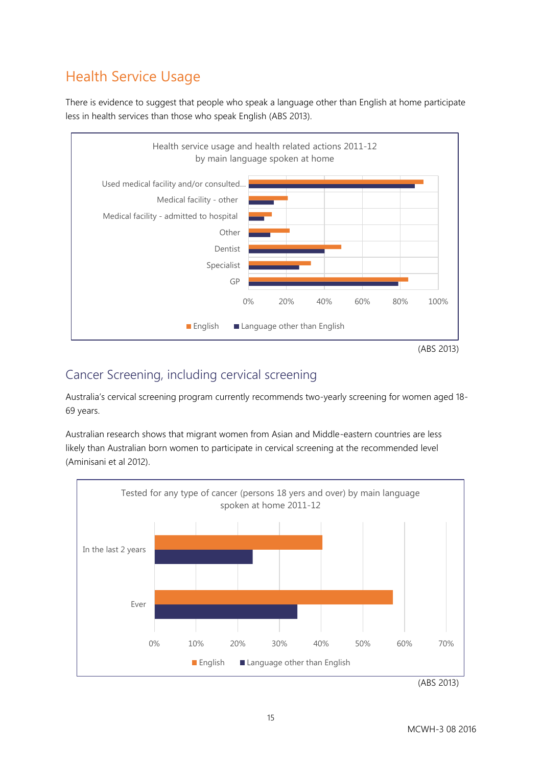## Health Service Usage

There is evidence to suggest that people who speak a language other than English at home participate less in health services than those who speak English (ABS 2013).

Health service usage and health related actions 2011-12 by main language spoken at home

| | English | Language other than English |
|---|---|---|
| Used medical facility and/or consulted... | | |
| Medical facility - other | | |
| Medical facility - admitted to hospital | | |
| Other | | |
| Dentist | | |
| Specialist | | |
| GP | | |

(ABS 2013)

## Cancer Screening, including cervical screening

Australia's cervical screening program currently recommends two-yearly screening for women aged 18-69 years.

Australian research shows that migrant women from Asian and Middle-eastern countries are less likely than Australian born women to participate in cervical screening at the recommended level (Aminisani et al 2012).

Tested for any type of cancer (persons 18 yers and over) by main language spoken at home 2011-12

| | English | Language other than English |
|---|---|---|
| In the last 2 years | | |
| Ever | | |

(ABS 2013)

MCWH-3 08 2016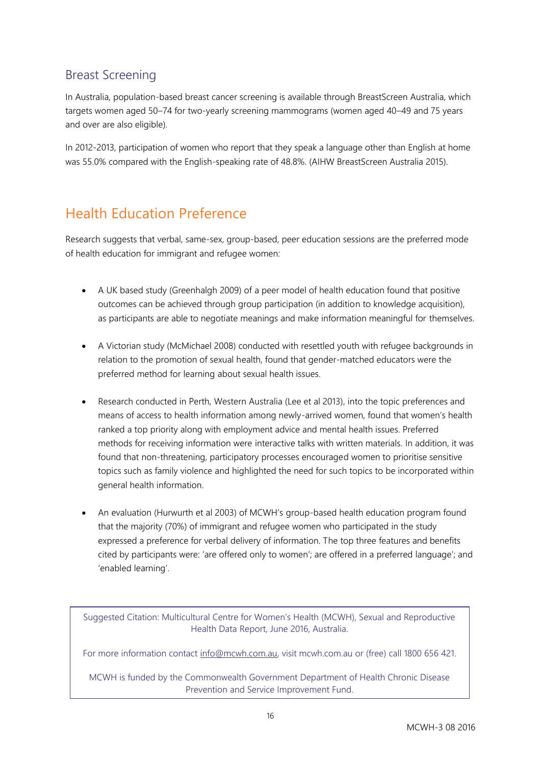## Breast Screening

In Australia, population-based breast cancer screening is available through BreastScreen Australia, which targets women aged 50–74 for two-yearly screening mammograms (women aged 40–49 and 75 years and over are also eligible).

In 2012-2013, participation of women who report that they speak a language other than English at home was 55.0% compared with the English-speaking rate of 48.8%. (AIHW BreastScreen Australia 2015).

# Health Education Preference

Research suggests that verbal, same-sex, group-based, peer education sessions are the preferred mode of health education for immigrant and refugee women:

- A UK based study (Greenhalgh 2009) of a peer model of health education found that positive outcomes can be achieved through group participation (in addition to knowledge acquisition), as participants are able to negotiate meanings and make information meaningful for themselves.

- A Victorian study (McMichael 2008) conducted with resettled youth with refugee backgrounds in relation to the promotion of sexual health, found that gender-matched educators were the preferred method for learning about sexual health issues.

- Research conducted in Perth, Western Australia (Lee et al 2013), into the topic preferences and means of access to health information among newly-arrived women, found that women's health ranked a top priority along with employment advice and mental health issues. Preferred methods for receiving information were interactive talks with written materials. In addition, it was found that non-threatening, participatory processes encouraged women to prioritise sensitive topics such as family violence and highlighted the need for such topics to be incorporated within general health information.

- An evaluation (Hurwurth et al 2003) of MCWH's group-based health education program found that the majority (70%) of immigrant and refugee women who participated in the study expressed a preference for verbal delivery of information. The top three features and benefits cited by participants were: 'are offered only to women'; are offered in a preferred language'; and 'enabled learning'.

Suggested Citation: Multicultural Centre for Women's Health (MCWH), Sexual and Reproductive Health Data Report, June 2016, Australia.

For more information contact info@mcwh.com.au, visit mcwh.com.au or (free) call 1800 656 421.

MCWH is funded by the Commonwealth Government Department of Health Chronic Disease Prevention and Service Improvement Fund.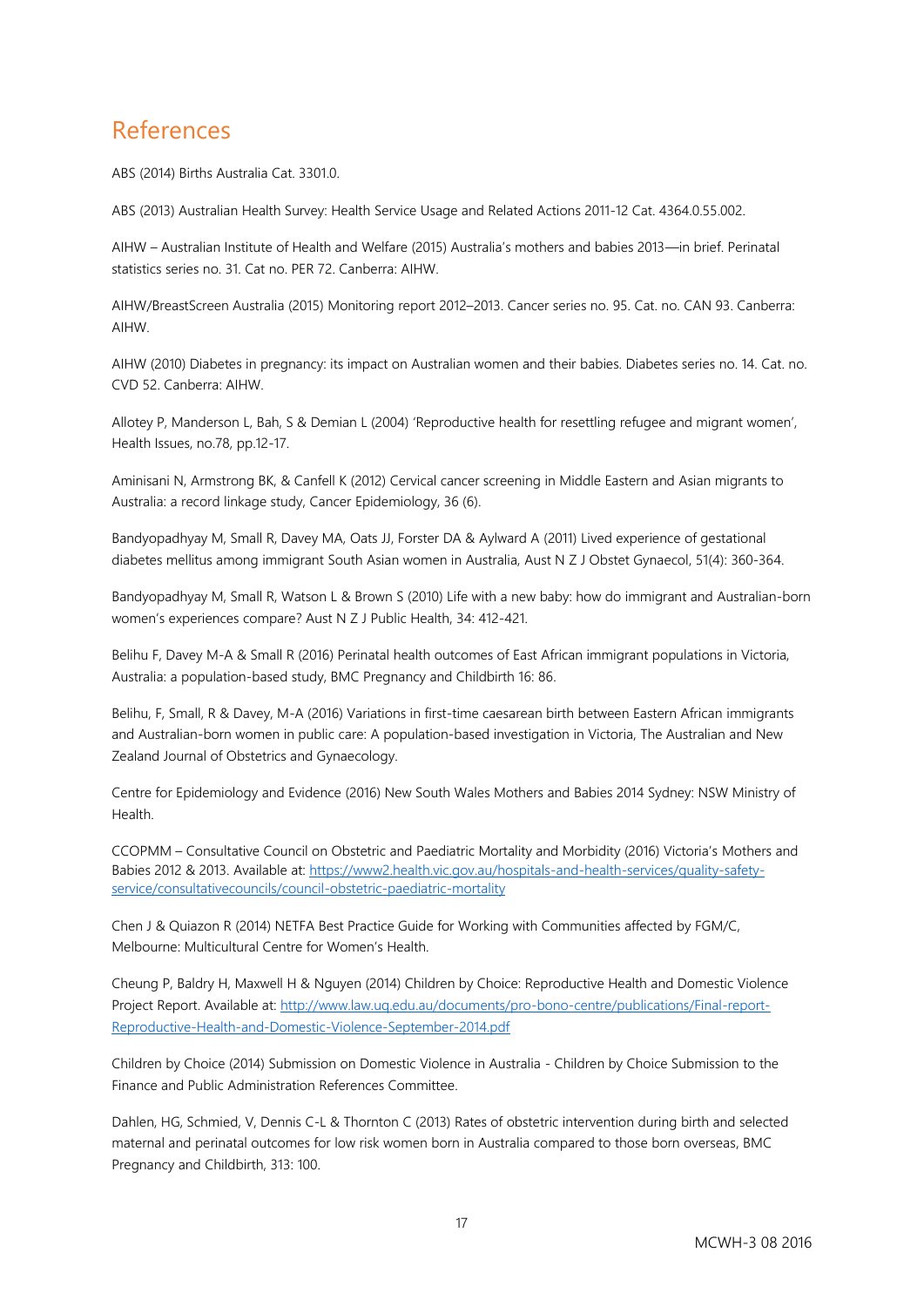# References

ABS (2014) Births Australia Cat. 3301.0.

ABS (2013) Australian Health Survey: Health Service Usage and Related Actions 2011-12 Cat. 4364.0.55.002.

AIHW – Australian Institute of Health and Welfare (2015) Australia's mothers and babies 2013—in brief. Perinatal statistics series no. 31. Cat no. PER 72. Canberra: AIHW.

AIHW/BreastScreen Australia (2015) Monitoring report 2012–2013. Cancer series no. 95. Cat. no. CAN 93. Canberra: AIHW.

AIHW (2010) Diabetes in pregnancy: its impact on Australian women and their babies. Diabetes series no. 14. Cat. no. CVD 52. Canberra: AIHW.

Allotey P, Manderson L, Bah, S & Demian L (2004) 'Reproductive health for resettling refugee and migrant women', Health Issues, no.78, pp.12-17.

Aminisani N, Armstrong BK, & Canfell K (2012) Cervical cancer screening in Middle Eastern and Asian migrants to Australia: a record linkage study, Cancer Epidemiology, 36 (6).

Bandyopadhyay M, Small R, Davey MA, Oats JJ, Forster DA & Aylward A (2011) Lived experience of gestational diabetes mellitus among immigrant South Asian women in Australia, Aust N Z J Obstet Gynaecol, 51(4): 360-364.

Bandyopadhyay M, Small R, Watson L & Brown S (2010) Life with a new baby: how do immigrant and Australian-born women's experiences compare? Aust N Z J Public Health, 34: 412-421.

Belihu F, Davey M-A & Small R (2016) Perinatal health outcomes of East African immigrant populations in Victoria, Australia: a population-based study, BMC Pregnancy and Childbirth 16: 86.

Belihu, F, Small, R & Davey, M-A (2016) Variations in first-time caesarean birth between Eastern African immigrants and Australian-born women in public care: A population-based investigation in Victoria, The Australian and New Zealand Journal of Obstetrics and Gynaecology.

Centre for Epidemiology and Evidence (2016) New South Wales Mothers and Babies 2014 Sydney: NSW Ministry of Health.

CCOPMM – Consultative Council on Obstetric and Paediatric Mortality and Morbidity (2016) Victoria's Mothers and Babies 2012 & 2013. Available at: [https://www2.health.vic.gov.au/hospitals-and-health-services/quality-safety-service/consultativecouncils/council-obstetric-paediatric-mortality](https://www2.health.vic.gov.au/hospitals-and-health-services/quality-safety-service/consultativecouncils/council-obstetric-paediatric-mortality)

Chen J & Quiazon R (2014) NETFA Best Practice Guide for Working with Communities affected by FGM/C, Melbourne: Multicultural Centre for Women's Health.

Cheung P, Baldry H, Maxwell H & Nguyen (2014) Children by Choice: Reproductive Health and Domestic Violence Project Report. Available at: [http://www.law.uq.edu.au/documents/pro-bono-centre/publications/Final-report-Reproductive-Health-and-Domestic-Violence-September-2014.pdf](http://www.law.uq.edu.au/documents/pro-bono-centre/publications/Final-report-Reproductive-Health-and-Domestic-Violence-September-2014.pdf)

Children by Choice (2014) Submission on Domestic Violence in Australia - Children by Choice Submission to the Finance and Public Administration References Committee.

Dahlen, HG, Schmied, V, Dennis C-L & Thornton C (2013) Rates of obstetric intervention during birth and selected maternal and perinatal outcomes for low risk women born in Australia compared to those born overseas, BMC Pregnancy and Childbirth, 313: 100.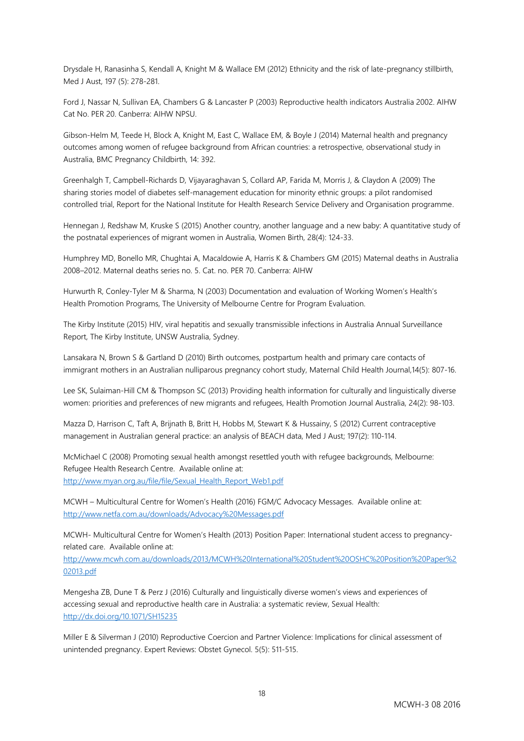Drysdale H, Ranasinha S, Kendall A, Knight M & Wallace EM (2012) Ethnicity and the risk of late-pregnancy stillbirth, Med J Aust, 197 (5): 278-281.

Ford J, Nassar N, Sullivan EA, Chambers G & Lancaster P (2003) Reproductive health indicators Australia 2002. AIHW Cat No. PER 20. Canberra: AIHW NPSU.

Gibson-Helm M, Teede H, Block A, Knight M, East C, Wallace EM, & Boyle J (2014) Maternal health and pregnancy outcomes among women of refugee background from African countries: a retrospective, observational study in Australia, BMC Pregnancy Childbirth, 14: 392.

Greenhalgh T, Campbell-Richards D, Vijayaraghavan S, Collard AP, Farida M, Morris J, & Claydon A (2009) The sharing stories model of diabetes self-management education for minority ethnic groups: a pilot randomised controlled trial, Report for the National Institute for Health Research Service Delivery and Organisation programme.

Hennegan J, Redshaw M, Kruske S (2015) Another country, another language and a new baby: A quantitative study of the postnatal experiences of migrant women in Australia, Women Birth, 28(4): 124-33.

Humphrey MD, Bonello MR, Chughtai A, Macaldowie A, Harris K & Chambers GM (2015) Maternal deaths in Australia 2008–2012. Maternal deaths series no. 5. Cat. no. PER 70. Canberra: AIHW

Hurwurth R, Conley-Tyler M & Sharma, N (2003) Documentation and evaluation of Working Women's Health's Health Promotion Programs, The University of Melbourne Centre for Program Evaluation.

The Kirby Institute (2015) HIV, viral hepatitis and sexually transmissible infections in Australia Annual Surveillance Report, The Kirby Institute, UNSW Australia, Sydney.

Lansakara N, Brown S & Gartland D (2010) Birth outcomes, postpartum health and primary care contacts of immigrant mothers in an Australian nulliparous pregnancy cohort study, Maternal Child Health Journal,14(5): 807-16.

Lee SK, Sulaiman-Hill CM & Thompson SC (2013) Providing health information for culturally and linguistically diverse women: priorities and preferences of new migrants and refugees, Health Promotion Journal Australia, 24(2): 98-103.

Mazza D, Harrison C, Taft A, Brijnath B, Britt H, Hobbs M, Stewart K & Hussainy, S (2012) Current contraceptive management in Australian general practice: an analysis of BEACH data, Med J Aust; 197(2): 110-114.

McMichael C (2008) Promoting sexual health amongst resettled youth with refugee backgrounds, Melbourne: Refugee Health Research Centre. Available online at: http://www.myan.org.au/file/file/Sexual_Health_Report_Web1.pdf

MCWH – Multicultural Centre for Women's Health (2016) FGM/C Advocacy Messages. Available online at: http://www.netfa.com.au/downloads/Advocacy%20Messages.pdf

MCWH- Multicultural Centre for Women's Health (2013) Position Paper: International student access to pregnancy-related care. Available online at: http://www.mcwh.com.au/downloads/2013/MCWH%20International%20Student%20OSHC%20Position%20Paper%202013.pdf

Mengesha ZB, Dune T & Perz J (2016) Culturally and linguistically diverse women's views and experiences of accessing sexual and reproductive health care in Australia: a systematic review, Sexual Health: http://dx.doi.org/10.1071/SH15235

Miller E & Silverman J (2010) Reproductive Coercion and Partner Violence: Implications for clinical assessment of unintended pregnancy. Expert Reviews: Obstet Gynecol. 5(5): 511-515.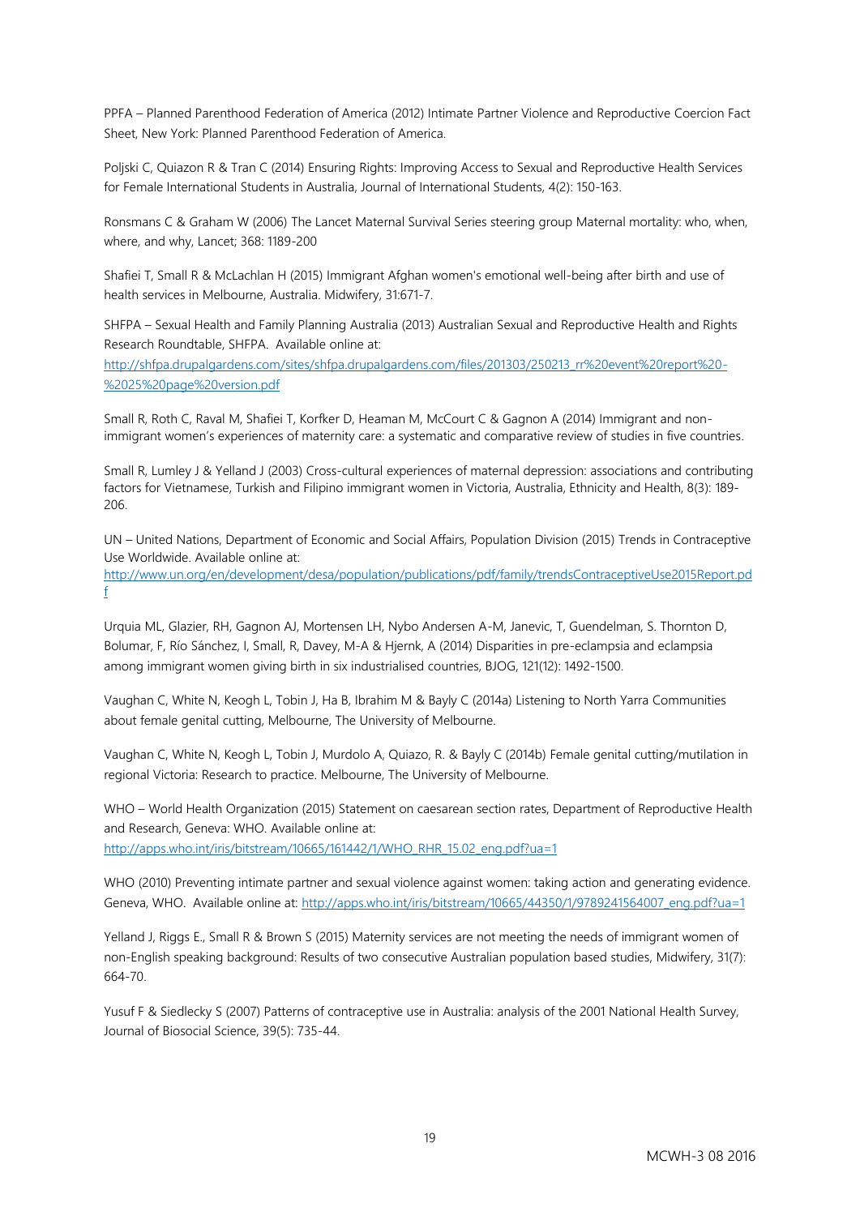PPFA – Planned Parenthood Federation of America (2012) Intimate Partner Violence and Reproductive Coercion Fact Sheet, New York: Planned Parenthood Federation of America.

Poljski C, Quiazon R & Tran C (2014) Ensuring Rights: Improving Access to Sexual and Reproductive Health Services for Female International Students in Australia, Journal of International Students, 4(2): 150-163.

Ronsmans C & Graham W (2006) The Lancet Maternal Survival Series steering group Maternal mortality: who, when, where, and why, Lancet; 368: 1189-200

Shafiei T, Small R & McLachlan H (2015) Immigrant Afghan women's emotional well-being after birth and use of health services in Melbourne, Australia. Midwifery, 31:671-7.

SHFPA – Sexual Health and Family Planning Australia (2013) Australian Sexual and Reproductive Health and Rights Research Roundtable, SHFPA. Available online at: http://shfpa.drupalgardens.com/sites/shfpa.drupalgardens.com/files/201303/250213_rr%20event%20report%20-%2025%20page%20version.pdf

Small R, Roth C, Raval M, Shafiei T, Korfker D, Heaman M, McCourt C & Gagnon A (2014) Immigrant and non-immigrant women's experiences of maternity care: a systematic and comparative review of studies in five countries.

Small R, Lumley J & Yelland J (2003) Cross-cultural experiences of maternal depression: associations and contributing factors for Vietnamese, Turkish and Filipino immigrant women in Victoria, Australia, Ethnicity and Health, 8(3): 189-206.

UN – United Nations, Department of Economic and Social Affairs, Population Division (2015) Trends in Contraceptive Use Worldwide. Available online at: http://www.un.org/en/development/desa/population/publications/pdf/family/trendsContraceptiveUse2015Report.pdf

Urquia ML, Glazier, RH, Gagnon AJ, Mortensen LH, Nybo Andersen A-M, Janevic, T, Guendelman, S. Thornton D, Bolumar, F, Río Sánchez, I, Small, R, Davey, M-A & Hjernk, A (2014) Disparities in pre-eclampsia and eclampsia among immigrant women giving birth in six industrialised countries, BJOG, 121(12): 1492-1500.

Vaughan C, White N, Keogh L, Tobin J, Ha B, Ibrahim M & Bayly C (2014a) Listening to North Yarra Communities about female genital cutting, Melbourne, The University of Melbourne.

Vaughan C, White N, Keogh L, Tobin J, Murdolo A, Quiazo, R. & Bayly C (2014b) Female genital cutting/mutilation in regional Victoria: Research to practice. Melbourne, The University of Melbourne.

WHO – World Health Organization (2015) Statement on caesarean section rates, Department of Reproductive Health and Research, Geneva: WHO. Available online at: http://apps.who.int/iris/bitstream/10665/161442/1/WHO_RHR_15.02_eng.pdf?ua=1

WHO (2010) Preventing intimate partner and sexual violence against women: taking action and generating evidence. Geneva, WHO. Available online at: http://apps.who.int/iris/bitstream/10665/44350/1/9789241564007_eng.pdf?ua=1

Yelland J, Riggs E., Small R & Brown S (2015) Maternity services are not meeting the needs of immigrant women of non-English speaking background: Results of two consecutive Australian population based studies, Midwifery, 31(7): 664-70.

Yusuf F & Siedlecky S (2007) Patterns of contraceptive use in Australia: analysis of the 2001 National Health Survey, Journal of Biosocial Science, 39(5): 735-44.